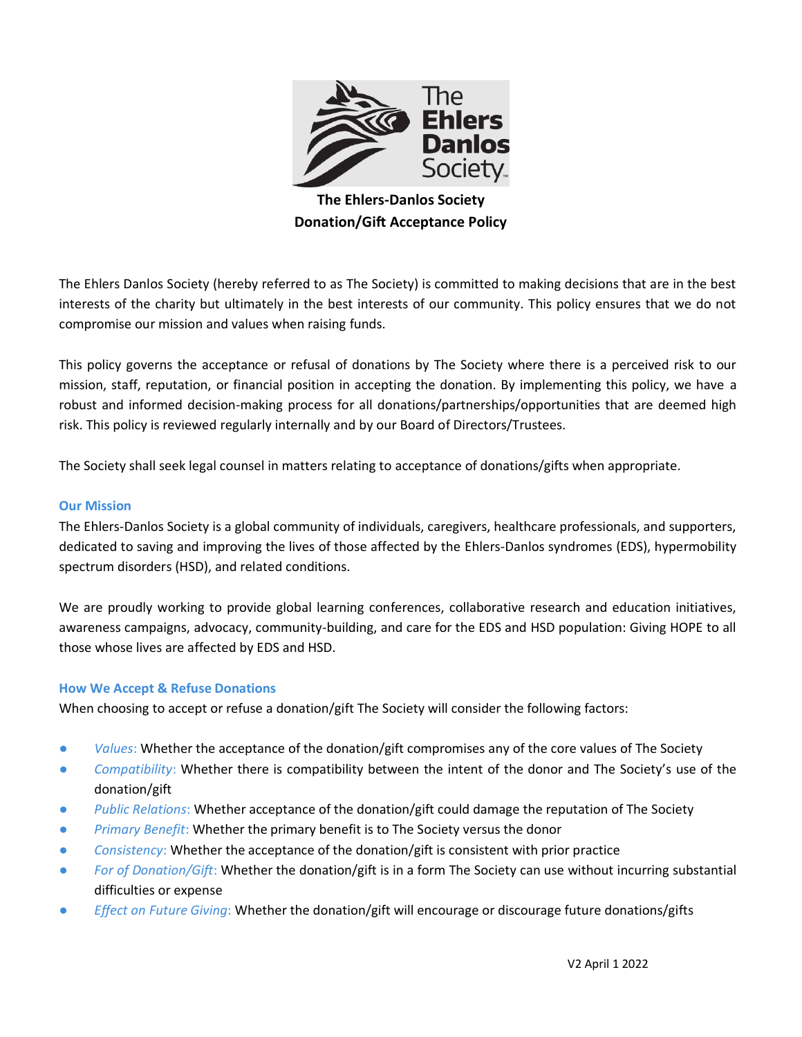# The Ehlers-Danlos Society
# Donation/Gift Acceptance Policy

The Ehlers Danlos Society (hereby referred to as The Society) is committed to making decisions that are in the best interests of the charity but ultimately in the best interests of our community. This policy ensures that we do not compromise our mission and values when raising funds.

This policy governs the acceptance or refusal of donations by The Society where there is a perceived risk to our mission, staff, reputation, or financial position in accepting the donation. By implementing this policy, we have a robust and informed decision-making process for all donations/partnerships/opportunities that are deemed high risk. This policy is reviewed regularly internally and by our Board of Directors/Trustees.

The Society shall seek legal counsel in matters relating to acceptance of donations/gifts when appropriate.

## Our Mission

The Ehlers-Danlos Society is a global community of individuals, caregivers, healthcare professionals, and supporters, dedicated to saving and improving the lives of those affected by the Ehlers-Danlos syndromes (EDS), hypermobility spectrum disorders (HSD), and related conditions.

We are proudly working to provide global learning conferences, collaborative research and education initiatives, awareness campaigns, advocacy, community-building, and care for the EDS and HSD population: Giving HOPE to all those whose lives are affected by EDS and HSD.

## How We Accept & Refuse Donations

When choosing to accept or refuse a donation/gift The Society will consider the following factors:

- *Values*: Whether the acceptance of the donation/gift compromises any of the core values of The Society
- *Compatibility*: Whether there is compatibility between the intent of the donor and The Society's use of the donation/gift
- *Public Relations*: Whether acceptance of the donation/gift could damage the reputation of The Society
- *Primary Benefit*: Whether the primary benefit is to The Society versus the donor
- *Consistency*: Whether the acceptance of the donation/gift is consistent with prior practice
- *For of Donation/Gift*: Whether the donation/gift is in a form The Society can use without incurring substantial difficulties or expense
- *Effect on Future Giving*: Whether the donation/gift will encourage or discourage future donations/gifts

V2 April 1 2022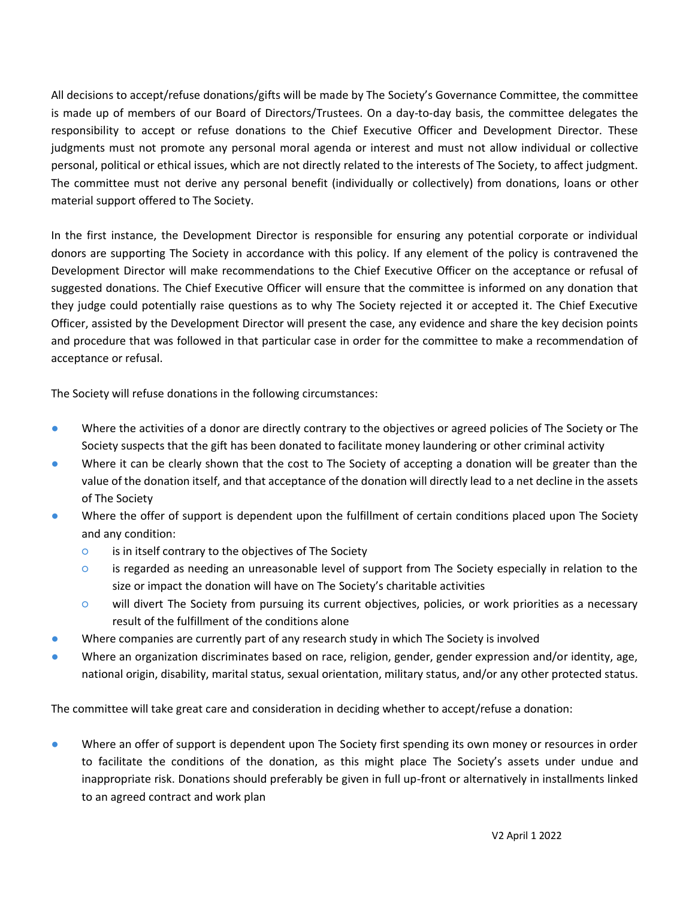All decisions to accept/refuse donations/gifts will be made by The Society's Governance Committee, the committee is made up of members of our Board of Directors/Trustees. On a day-to-day basis, the committee delegates the responsibility to accept or refuse donations to the Chief Executive Officer and Development Director. These judgments must not promote any personal moral agenda or interest and must not allow individual or collective personal, political or ethical issues, which are not directly related to the interests of The Society, to affect judgment. The committee must not derive any personal benefit (individually or collectively) from donations, loans or other material support offered to The Society.

In the first instance, the Development Director is responsible for ensuring any potential corporate or individual donors are supporting The Society in accordance with this policy. If any element of the policy is contravened the Development Director will make recommendations to the Chief Executive Officer on the acceptance or refusal of suggested donations. The Chief Executive Officer will ensure that the committee is informed on any donation that they judge could potentially raise questions as to why The Society rejected it or accepted it. The Chief Executive Officer, assisted by the Development Director will present the case, any evidence and share the key decision points and procedure that was followed in that particular case in order for the committee to make a recommendation of acceptance or refusal.

The Society will refuse donations in the following circumstances:

- Where the activities of a donor are directly contrary to the objectives or agreed policies of The Society or The Society suspects that the gift has been donated to facilitate money laundering or other criminal activity
- Where it can be clearly shown that the cost to The Society of accepting a donation will be greater than the value of the donation itself, and that acceptance of the donation will directly lead to a net decline in the assets of The Society
- Where the offer of support is dependent upon the fulfillment of certain conditions placed upon The Society and any condition:
  - is in itself contrary to the objectives of The Society
  - is regarded as needing an unreasonable level of support from The Society especially in relation to the size or impact the donation will have on The Society's charitable activities
  - will divert The Society from pursuing its current objectives, policies, or work priorities as a necessary result of the fulfillment of the conditions alone
- Where companies are currently part of any research study in which The Society is involved
- Where an organization discriminates based on race, religion, gender, gender expression and/or identity, age, national origin, disability, marital status, sexual orientation, military status, and/or any other protected status.

The committee will take great care and consideration in deciding whether to accept/refuse a donation:

- Where an offer of support is dependent upon The Society first spending its own money or resources in order to facilitate the conditions of the donation, as this might place The Society's assets under undue and inappropriate risk. Donations should preferably be given in full up-front or alternatively in installments linked to an agreed contract and work plan

V2 April 1 2022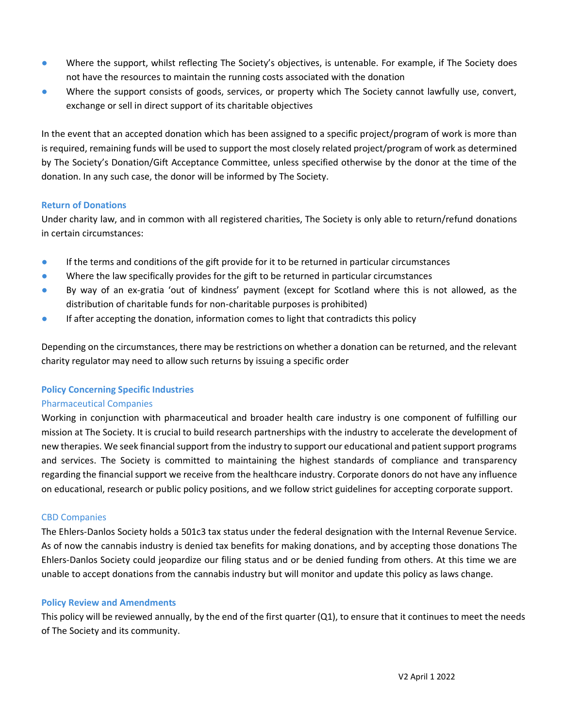- Where the support, whilst reflecting The Society's objectives, is untenable. For example, if The Society does not have the resources to maintain the running costs associated with the donation
- Where the support consists of goods, services, or property which The Society cannot lawfully use, convert, exchange or sell in direct support of its charitable objectives

In the event that an accepted donation which has been assigned to a specific project/program of work is more than is required, remaining funds will be used to support the most closely related project/program of work as determined by The Society's Donation/Gift Acceptance Committee, unless specified otherwise by the donor at the time of the donation. In any such case, the donor will be informed by The Society.

### Return of Donations

Under charity law, and in common with all registered charities, The Society is only able to return/refund donations in certain circumstances:

- If the terms and conditions of the gift provide for it to be returned in particular circumstances
- Where the law specifically provides for the gift to be returned in particular circumstances
- By way of an ex-gratia 'out of kindness' payment (except for Scotland where this is not allowed, as the distribution of charitable funds for non-charitable purposes is prohibited)
- If after accepting the donation, information comes to light that contradicts this policy

Depending on the circumstances, there may be restrictions on whether a donation can be returned, and the relevant charity regulator may need to allow such returns by issuing a specific order

### Policy Concerning Specific Industries

#### Pharmaceutical Companies

Working in conjunction with pharmaceutical and broader health care industry is one component of fulfilling our mission at The Society. It is crucial to build research partnerships with the industry to accelerate the development of new therapies. We seek financial support from the industry to support our educational and patient support programs and services. The Society is committed to maintaining the highest standards of compliance and transparency regarding the financial support we receive from the healthcare industry. Corporate donors do not have any influence on educational, research or public policy positions, and we follow strict guidelines for accepting corporate support.

#### CBD Companies

The Ehlers-Danlos Society holds a 501c3 tax status under the federal designation with the Internal Revenue Service. As of now the cannabis industry is denied tax benefits for making donations, and by accepting those donations The Ehlers-Danlos Society could jeopardize our filing status and or be denied funding from others. At this time we are unable to accept donations from the cannabis industry but will monitor and update this policy as laws change.

### Policy Review and Amendments

This policy will be reviewed annually, by the end of the first quarter (Q1), to ensure that it continues to meet the needs of The Society and its community.

V2 April 1 2022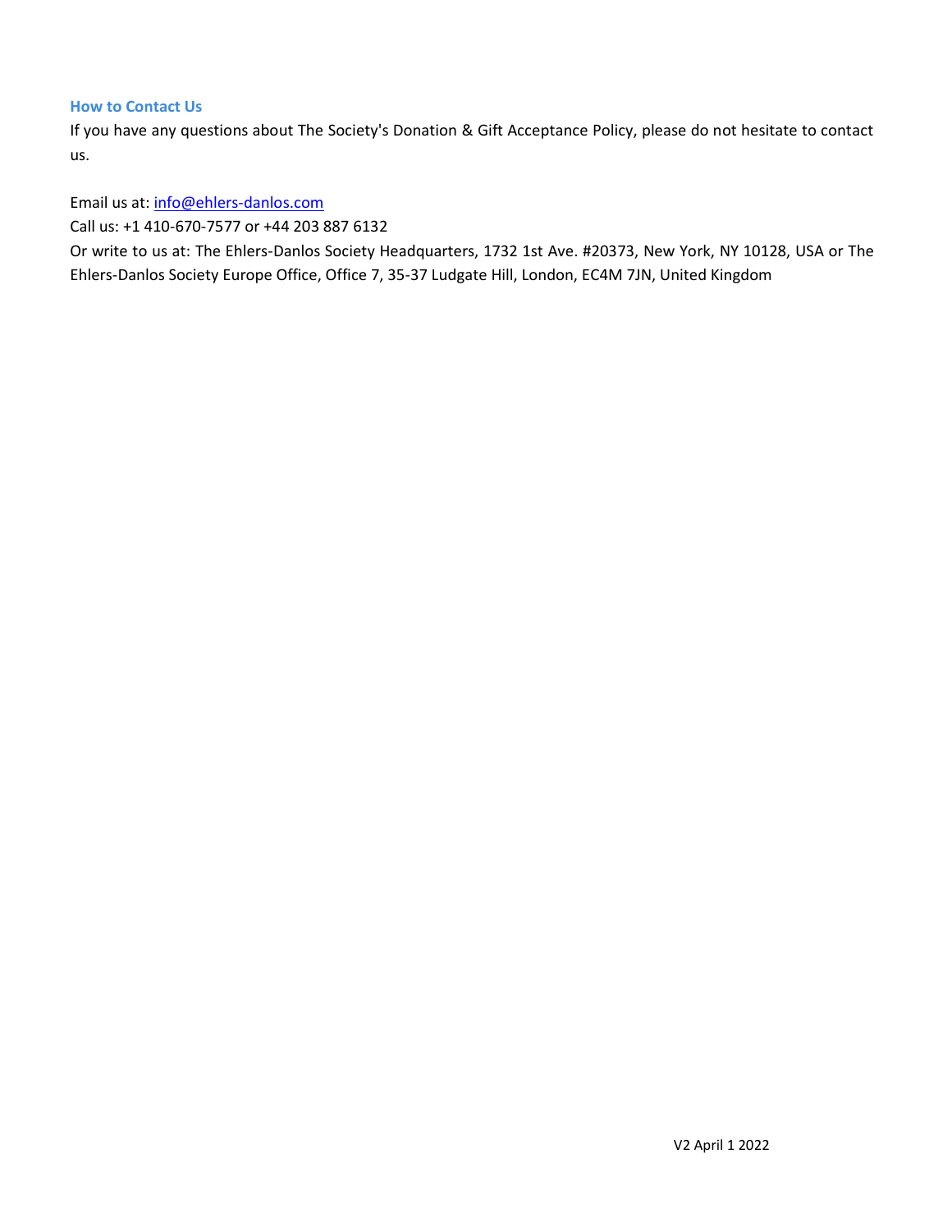### How to Contact Us

If you have any questions about The Society's Donation & Gift Acceptance Policy, please do not hesitate to contact us.

Email us at: info@ehlers-danlos.com

Call us: +1 410-670-7577 or +44 203 887 6132

Or write to us at: The Ehlers-Danlos Society Headquarters, 1732 1st Ave. #20373, New York, NY 10128, USA or The Ehlers-Danlos Society Europe Office, Office 7, 35-37 Ludgate Hill, London, EC4M 7JN, United Kingdom

V2 April 1 2022